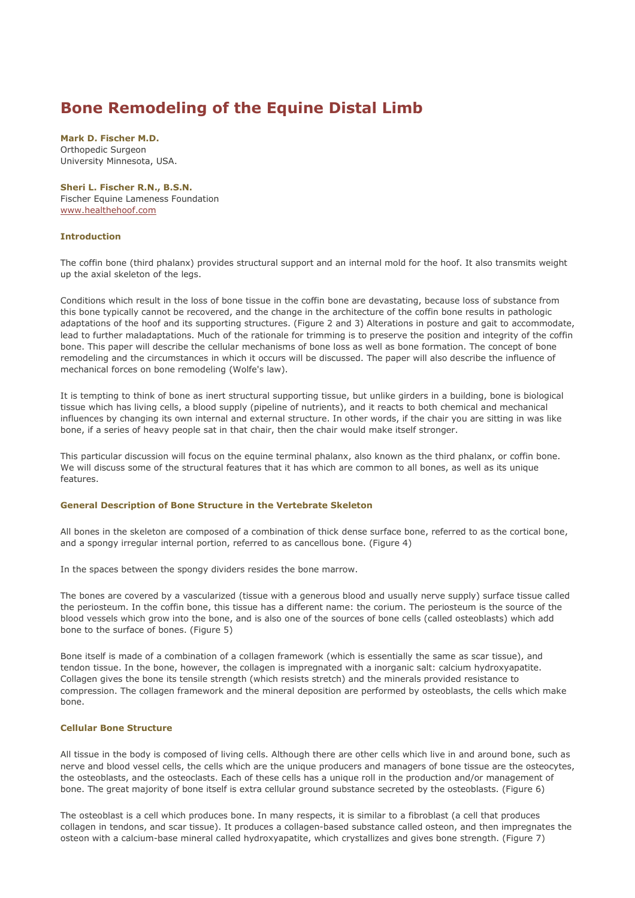# Bone Remodeling of the Equine Distal Limb

**Mark D. Fischer M.D.**
Orthopedic Surgeon
University Minnesota, USA.

**Sheri L. Fischer R.N., B.S.N.**
Fischer Equine Lameness Foundation
www.healthehoof.com

### Introduction

The coffin bone (third phalanx) provides structural support and an internal mold for the hoof. It also transmits weight up the axial skeleton of the legs.

Conditions which result in the loss of bone tissue in the coffin bone are devastating, because loss of substance from this bone typically cannot be recovered, and the change in the architecture of the coffin bone results in pathologic adaptations of the hoof and its supporting structures. (Figure 2 and 3) Alterations in posture and gait to accommodate, lead to further maladaptations. Much of the rationale for trimming is to preserve the position and integrity of the coffin bone. This paper will describe the cellular mechanisms of bone loss as well as bone formation. The concept of bone remodeling and the circumstances in which it occurs will be discussed. The paper will also describe the influence of mechanical forces on bone remodeling (Wolfe's law).

It is tempting to think of bone as inert structural supporting tissue, but unlike girders in a building, bone is biological tissue which has living cells, a blood supply (pipeline of nutrients), and it reacts to both chemical and mechanical influences by changing its own internal and external structure. In other words, if the chair you are sitting in was like bone, if a series of heavy people sat in that chair, then the chair would make itself stronger.

This particular discussion will focus on the equine terminal phalanx, also known as the third phalanx, or coffin bone. We will discuss some of the structural features that it has which are common to all bones, as well as its unique features.

### General Description of Bone Structure in the Vertebrate Skeleton

All bones in the skeleton are composed of a combination of thick dense surface bone, referred to as the cortical bone, and a spongy irregular internal portion, referred to as cancellous bone. (Figure 4)

In the spaces between the spongy dividers resides the bone marrow.

The bones are covered by a vascularized (tissue with a generous blood and usually nerve supply) surface tissue called the periosteum. In the coffin bone, this tissue has a different name: the corium. The periosteum is the source of the blood vessels which grow into the bone, and is also one of the sources of bone cells (called osteoblasts) which add bone to the surface of bones. (Figure 5)

Bone itself is made of a combination of a collagen framework (which is essentially the same as scar tissue), and tendon tissue. In the bone, however, the collagen is impregnated with a inorganic salt: calcium hydroxyapatite. Collagen gives the bone its tensile strength (which resists stretch) and the minerals provided resistance to compression. The collagen framework and the mineral deposition are performed by osteoblasts, the cells which make bone.

### Cellular Bone Structure

All tissue in the body is composed of living cells. Although there are other cells which live in and around bone, such as nerve and blood vessel cells, the cells which are the unique producers and managers of bone tissue are the osteocytes, the osteoblasts, and the osteoclasts. Each of these cells has a unique roll in the production and/or management of bone. The great majority of bone itself is extra cellular ground substance secreted by the osteoblasts. (Figure 6)

The osteoblast is a cell which produces bone. In many respects, it is similar to a fibroblast (a cell that produces collagen in tendons, and scar tissue). It produces a collagen-based substance called osteon, and then impregnates the osteon with a calcium-base mineral called hydroxyapatite, which crystallizes and gives bone strength. (Figure 7)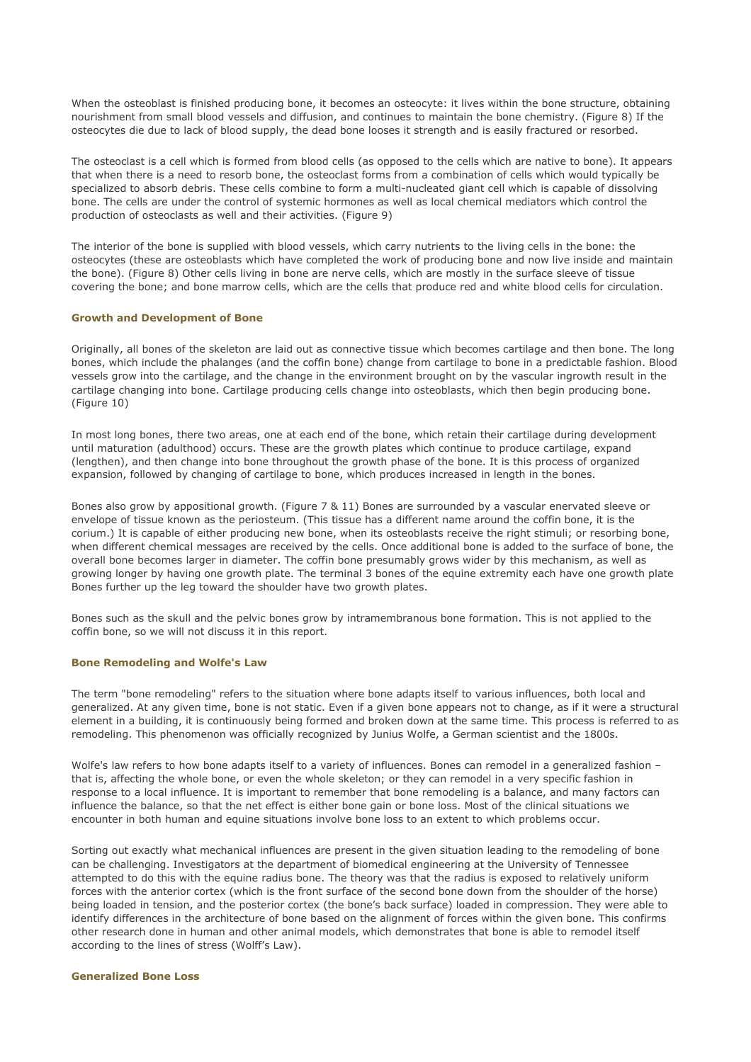When the osteoblast is finished producing bone, it becomes an osteocyte: it lives within the bone structure, obtaining nourishment from small blood vessels and diffusion, and continues to maintain the bone chemistry. (Figure 8) If the osteocytes die due to lack of blood supply, the dead bone looses it strength and is easily fractured or resorbed.

The osteoclast is a cell which is formed from blood cells (as opposed to the cells which are native to bone). It appears that when there is a need to resorb bone, the osteoclast forms from a combination of cells which would typically be specialized to absorb debris. These cells combine to form a multi-nucleated giant cell which is capable of dissolving bone. The cells are under the control of systemic hormones as well as local chemical mediators which control the production of osteoclasts as well and their activities. (Figure 9)

The interior of the bone is supplied with blood vessels, which carry nutrients to the living cells in the bone: the osteocytes (these are osteoblasts which have completed the work of producing bone and now live inside and maintain the bone). (Figure 8) Other cells living in bone are nerve cells, which are mostly in the surface sleeve of tissue covering the bone; and bone marrow cells, which are the cells that produce red and white blood cells for circulation.

### Growth and Development of Bone

Originally, all bones of the skeleton are laid out as connective tissue which becomes cartilage and then bone. The long bones, which include the phalanges (and the coffin bone) change from cartilage to bone in a predictable fashion. Blood vessels grow into the cartilage, and the change in the environment brought on by the vascular ingrowth result in the cartilage changing into bone. Cartilage producing cells change into osteoblasts, which then begin producing bone. (Figure 10)

In most long bones, there two areas, one at each end of the bone, which retain their cartilage during development until maturation (adulthood) occurs. These are the growth plates which continue to produce cartilage, expand (lengthen), and then change into bone throughout the growth phase of the bone. It is this process of organized expansion, followed by changing of cartilage to bone, which produces increased in length in the bones.

Bones also grow by appositional growth. (Figure 7 & 11) Bones are surrounded by a vascular enervated sleeve or envelope of tissue known as the periosteum. (This tissue has a different name around the coffin bone, it is the corium.) It is capable of either producing new bone, when its osteoblasts receive the right stimuli; or resorbing bone, when different chemical messages are received by the cells. Once additional bone is added to the surface of bone, the overall bone becomes larger in diameter. The coffin bone presumably grows wider by this mechanism, as well as growing longer by having one growth plate. The terminal 3 bones of the equine extremity each have one growth plate Bones further up the leg toward the shoulder have two growth plates.

Bones such as the skull and the pelvic bones grow by intramembranous bone formation. This is not applied to the coffin bone, so we will not discuss it in this report.

### Bone Remodeling and Wolfe's Law

The term "bone remodeling" refers to the situation where bone adapts itself to various influences, both local and generalized. At any given time, bone is not static. Even if a given bone appears not to change, as if it were a structural element in a building, it is continuously being formed and broken down at the same time. This process is referred to as remodeling. This phenomenon was officially recognized by Junius Wolfe, a German scientist and the 1800s.

Wolfe's law refers to how bone adapts itself to a variety of influences. Bones can remodel in a generalized fashion – that is, affecting the whole bone, or even the whole skeleton; or they can remodel in a very specific fashion in response to a local influence. It is important to remember that bone remodeling is a balance, and many factors can influence the balance, so that the net effect is either bone gain or bone loss. Most of the clinical situations we encounter in both human and equine situations involve bone loss to an extent to which problems occur.

Sorting out exactly what mechanical influences are present in the given situation leading to the remodeling of bone can be challenging. Investigators at the department of biomedical engineering at the University of Tennessee attempted to do this with the equine radius bone. The theory was that the radius is exposed to relatively uniform forces with the anterior cortex (which is the front surface of the second bone down from the shoulder of the horse) being loaded in tension, and the posterior cortex (the bone's back surface) loaded in compression. They were able to identify differences in the architecture of bone based on the alignment of forces within the given bone. This confirms other research done in human and other animal models, which demonstrates that bone is able to remodel itself according to the lines of stress (Wolff's Law).

### Generalized Bone Loss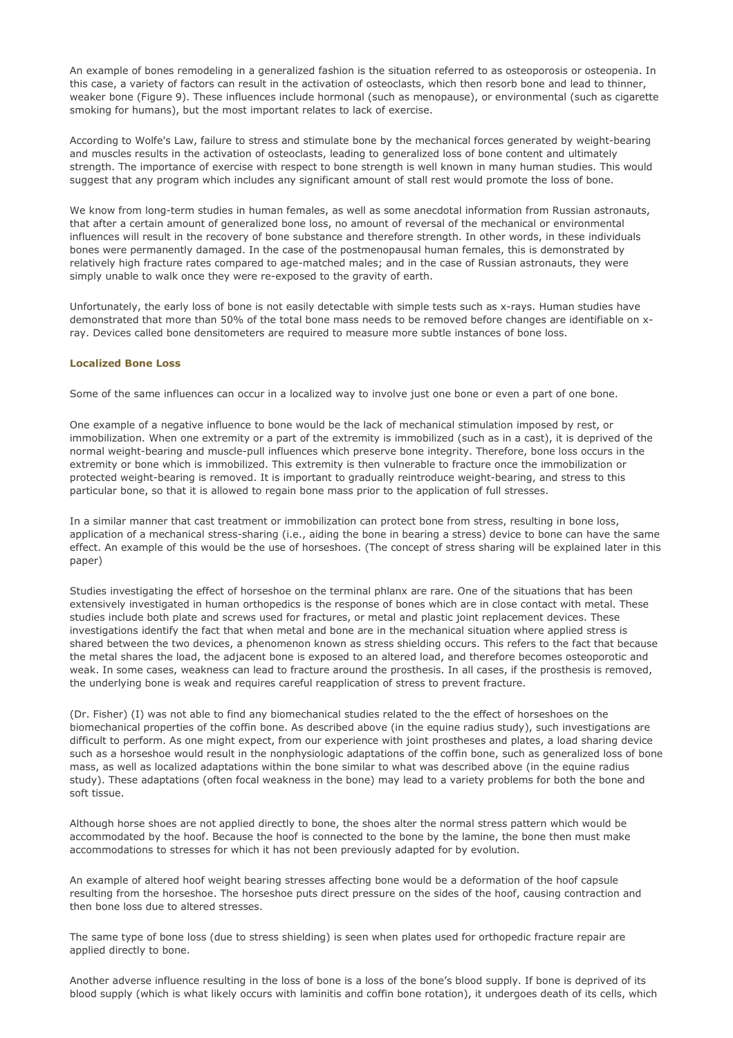An example of bones remodeling in a generalized fashion is the situation referred to as osteoporosis or osteopenia. In this case, a variety of factors can result in the activation of osteoclasts, which then resorb bone and lead to thinner, weaker bone (Figure 9). These influences include hormonal (such as menopause), or environmental (such as cigarette smoking for humans), but the most important relates to lack of exercise.

According to Wolfe's Law, failure to stress and stimulate bone by the mechanical forces generated by weight-bearing and muscles results in the activation of osteoclasts, leading to generalized loss of bone content and ultimately strength. The importance of exercise with respect to bone strength is well known in many human studies. This would suggest that any program which includes any significant amount of stall rest would promote the loss of bone.

We know from long-term studies in human females, as well as some anecdotal information from Russian astronauts, that after a certain amount of generalized bone loss, no amount of reversal of the mechanical or environmental influences will result in the recovery of bone substance and therefore strength. In other words, in these individuals bones were permanently damaged. In the case of the postmenopausal human females, this is demonstrated by relatively high fracture rates compared to age-matched males; and in the case of Russian astronauts, they were simply unable to walk once they were re-exposed to the gravity of earth.

Unfortunately, the early loss of bone is not easily detectable with simple tests such as x-rays. Human studies have demonstrated that more than 50% of the total bone mass needs to be removed before changes are identifiable on x-ray. Devices called bone densitometers are required to measure more subtle instances of bone loss.

### Localized Bone Loss

Some of the same influences can occur in a localized way to involve just one bone or even a part of one bone.

One example of a negative influence to bone would be the lack of mechanical stimulation imposed by rest, or immobilization. When one extremity or a part of the extremity is immobilized (such as in a cast), it is deprived of the normal weight-bearing and muscle-pull influences which preserve bone integrity. Therefore, bone loss occurs in the extremity or bone which is immobilized. This extremity is then vulnerable to fracture once the immobilization or protected weight-bearing is removed. It is important to gradually reintroduce weight-bearing, and stress to this particular bone, so that it is allowed to regain bone mass prior to the application of full stresses.

In a similar manner that cast treatment or immobilization can protect bone from stress, resulting in bone loss, application of a mechanical stress-sharing (i.e., aiding the bone in bearing a stress) device to bone can have the same effect. An example of this would be the use of horseshoes. (The concept of stress sharing will be explained later in this paper)

Studies investigating the effect of horseshoe on the terminal phlanx are rare. One of the situations that has been extensively investigated in human orthopedics is the response of bones which are in close contact with metal. These studies include both plate and screws used for fractures, or metal and plastic joint replacement devices. These investigations identify the fact that when metal and bone are in the mechanical situation where applied stress is shared between the two devices, a phenomenon known as stress shielding occurs. This refers to the fact that because the metal shares the load, the adjacent bone is exposed to an altered load, and therefore becomes osteoporotic and weak. In some cases, weakness can lead to fracture around the prosthesis. In all cases, if the prosthesis is removed, the underlying bone is weak and requires careful reapplication of stress to prevent fracture.

(Dr. Fisher) (I) was not able to find any biomechanical studies related to the the effect of horseshoes on the biomechanical properties of the coffin bone. As described above (in the equine radius study), such investigations are difficult to perform. As one might expect, from our experience with joint prostheses and plates, a load sharing device such as a horseshoe would result in the nonphysiologic adaptations of the coffin bone, such as generalized loss of bone mass, as well as localized adaptations within the bone similar to what was described above (in the equine radius study). These adaptations (often focal weakness in the bone) may lead to a variety problems for both the bone and soft tissue.

Although horse shoes are not applied directly to bone, the shoes alter the normal stress pattern which would be accommodated by the hoof. Because the hoof is connected to the bone by the lamine, the bone then must make accommodations to stresses for which it has not been previously adapted for by evolution.

An example of altered hoof weight bearing stresses affecting bone would be a deformation of the hoof capsule resulting from the horseshoe. The horseshoe puts direct pressure on the sides of the hoof, causing contraction and then bone loss due to altered stresses.

The same type of bone loss (due to stress shielding) is seen when plates used for orthopedic fracture repair are applied directly to bone.

Another adverse influence resulting in the loss of bone is a loss of the bone's blood supply. If bone is deprived of its blood supply (which is what likely occurs with laminitis and coffin bone rotation), it undergoes death of its cells, which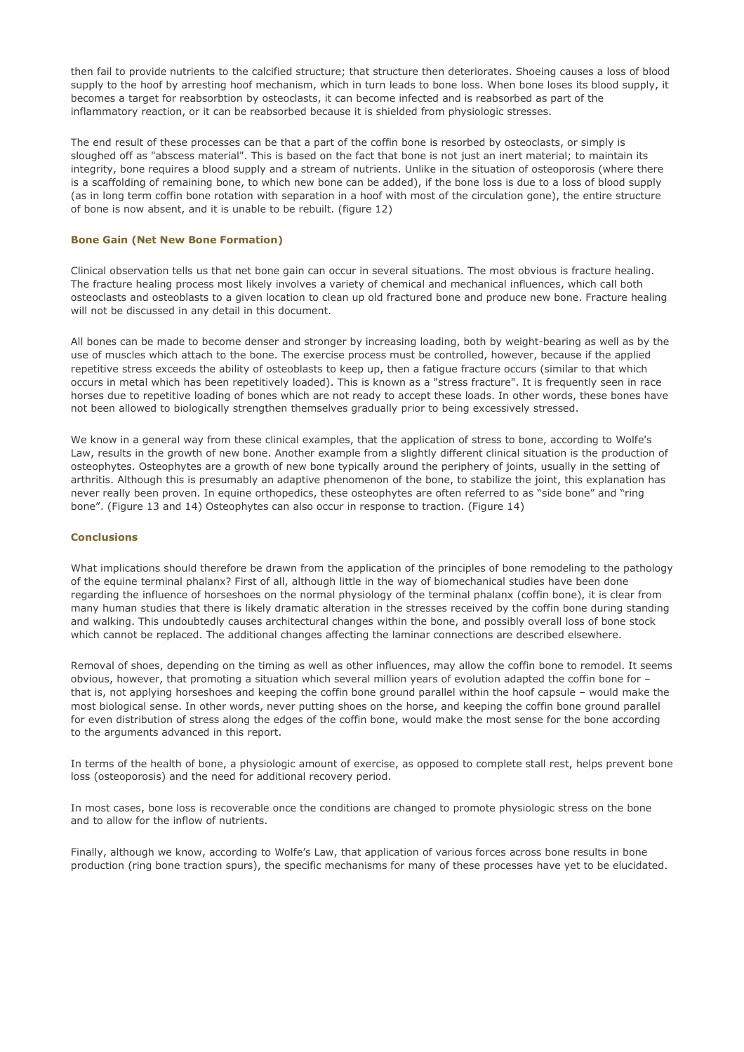then fail to provide nutrients to the calcified structure; that structure then deteriorates. Shoeing causes a loss of blood supply to the hoof by arresting hoof mechanism, which in turn leads to bone loss. When bone loses its blood supply, it becomes a target for reabsorbtion by osteoclasts, it can become infected and is reabsorbed as part of the inflammatory reaction, or it can be reabsorbed because it is shielded from physiologic stresses.

The end result of these processes can be that a part of the coffin bone is resorbed by osteoclasts, or simply is sloughed off as "abscess material". This is based on the fact that bone is not just an inert material; to maintain its integrity, bone requires a blood supply and a stream of nutrients. Unlike in the situation of osteoporosis (where there is a scaffolding of remaining bone, to which new bone can be added), if the bone loss is due to a loss of blood supply (as in long term coffin bone rotation with separation in a hoof with most of the circulation gone), the entire structure of bone is now absent, and it is unable to be rebuilt. (figure 12)

### Bone Gain (Net New Bone Formation)

Clinical observation tells us that net bone gain can occur in several situations. The most obvious is fracture healing. The fracture healing process most likely involves a variety of chemical and mechanical influences, which call both osteoclasts and osteoblasts to a given location to clean up old fractured bone and produce new bone. Fracture healing will not be discussed in any detail in this document.

All bones can be made to become denser and stronger by increasing loading, both by weight-bearing as well as by the use of muscles which attach to the bone. The exercise process must be controlled, however, because if the applied repetitive stress exceeds the ability of osteoblasts to keep up, then a fatigue fracture occurs (similar to that which occurs in metal which has been repetitively loaded). This is known as a "stress fracture". It is frequently seen in race horses due to repetitive loading of bones which are not ready to accept these loads. In other words, these bones have not been allowed to biologically strengthen themselves gradually prior to being excessively stressed.

We know in a general way from these clinical examples, that the application of stress to bone, according to Wolfe's Law, results in the growth of new bone. Another example from a slightly different clinical situation is the production of osteophytes. Osteophytes are a growth of new bone typically around the periphery of joints, usually in the setting of arthritis. Although this is presumably an adaptive phenomenon of the bone, to stabilize the joint, this explanation has never really been proven. In equine orthopedics, these osteophytes are often referred to as "side bone" and "ring bone". (Figure 13 and 14) Osteophytes can also occur in response to traction. (Figure 14)

### Conclusions

What implications should therefore be drawn from the application of the principles of bone remodeling to the pathology of the equine terminal phalanx? First of all, although little in the way of biomechanical studies have been done regarding the influence of horseshoes on the normal physiology of the terminal phalanx (coffin bone), it is clear from many human studies that there is likely dramatic alteration in the stresses received by the coffin bone during standing and walking. This undoubtedly causes architectural changes within the bone, and possibly overall loss of bone stock which cannot be replaced. The additional changes affecting the laminar connections are described elsewhere.

Removal of shoes, depending on the timing as well as other influences, may allow the coffin bone to remodel. It seems obvious, however, that promoting a situation which several million years of evolution adapted the coffin bone for – that is, not applying horseshoes and keeping the coffin bone ground parallel within the hoof capsule – would make the most biological sense. In other words, never putting shoes on the horse, and keeping the coffin bone ground parallel for even distribution of stress along the edges of the coffin bone, would make the most sense for the bone according to the arguments advanced in this report.

In terms of the health of bone, a physiologic amount of exercise, as opposed to complete stall rest, helps prevent bone loss (osteoporosis) and the need for additional recovery period.

In most cases, bone loss is recoverable once the conditions are changed to promote physiologic stress on the bone and to allow for the inflow of nutrients.

Finally, although we know, according to Wolfe's Law, that application of various forces across bone results in bone production (ring bone traction spurs), the specific mechanisms for many of these processes have yet to be elucidated.